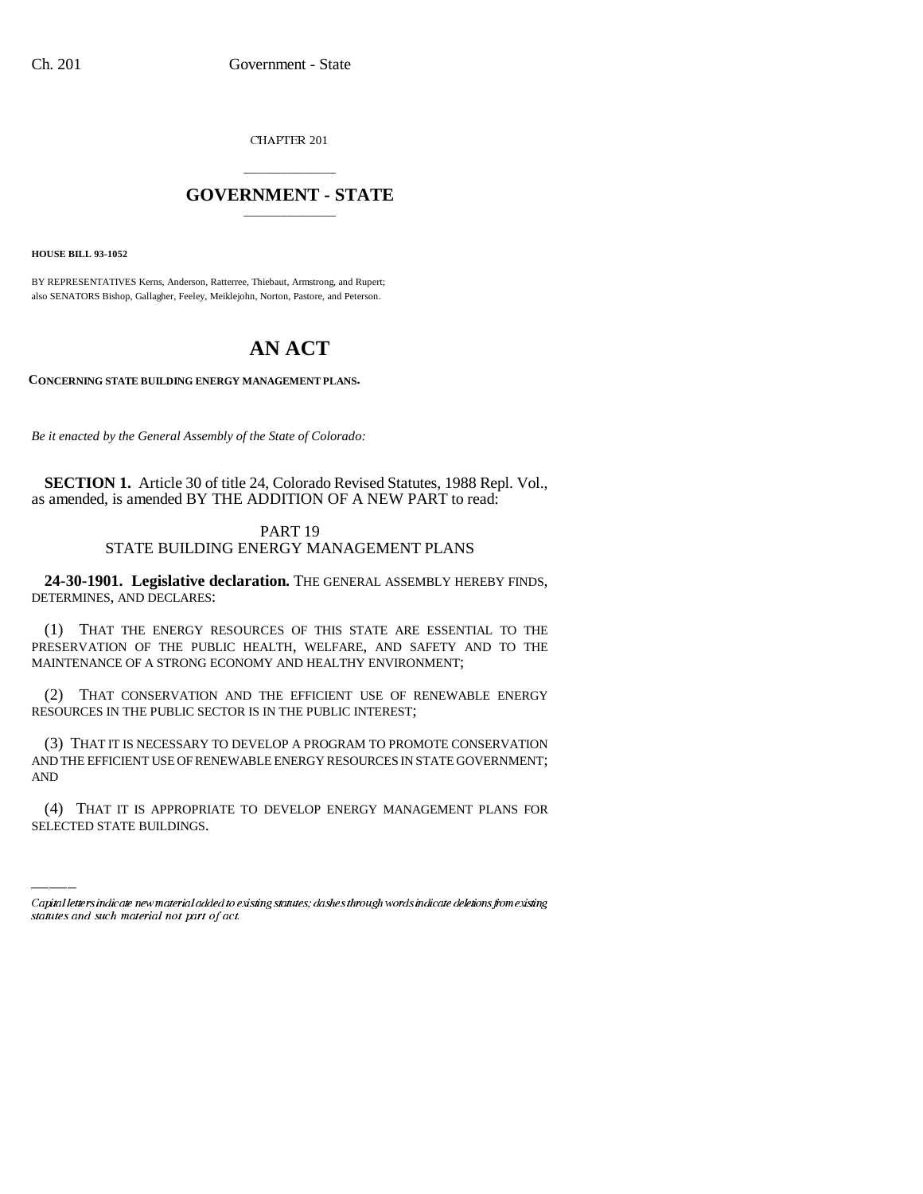CHAPTER 201

## GOVERNMENT - STATE

**HOUSE BILL 93-1052**

BY REPRESENTATIVES Kerns, Anderson, Ratterree, Thiebaut, Armstrong, and Rupert;
also SENATORS Bishop, Gallagher, Feeley, Meiklejohn, Norton, Pastore, and Peterson.

# AN ACT

**CONCERNING STATE BUILDING ENERGY MANAGEMENT PLANS.**

*Be it enacted by the General Assembly of the State of Colorado:*

**SECTION 1.** Article 30 of title 24, Colorado Revised Statutes, 1988 Repl. Vol., as amended, is amended BY THE ADDITION OF A NEW PART to read:

PART 19
STATE BUILDING ENERGY MANAGEMENT PLANS

**24-30-1901. Legislative declaration.** THE GENERAL ASSEMBLY HEREBY FINDS, DETERMINES, AND DECLARES:

(1) THAT THE ENERGY RESOURCES OF THIS STATE ARE ESSENTIAL TO THE PRESERVATION OF THE PUBLIC HEALTH, WELFARE, AND SAFETY AND TO THE MAINTENANCE OF A STRONG ECONOMY AND HEALTHY ENVIRONMENT;

(2) THAT CONSERVATION AND THE EFFICIENT USE OF RENEWABLE ENERGY RESOURCES IN THE PUBLIC SECTOR IS IN THE PUBLIC INTEREST;

(3) THAT IT IS NECESSARY TO DEVELOP A PROGRAM TO PROMOTE CONSERVATION AND THE EFFICIENT USE OF RENEWABLE ENERGY RESOURCES IN STATE GOVERNMENT; AND

(4) THAT IT IS APPROPRIATE TO DEVELOP ENERGY MANAGEMENT PLANS FOR SELECTED STATE BUILDINGS.

Capital letters indicate new material added to existing statutes; dashes through words indicate deletions from existing statutes and such material not part of act.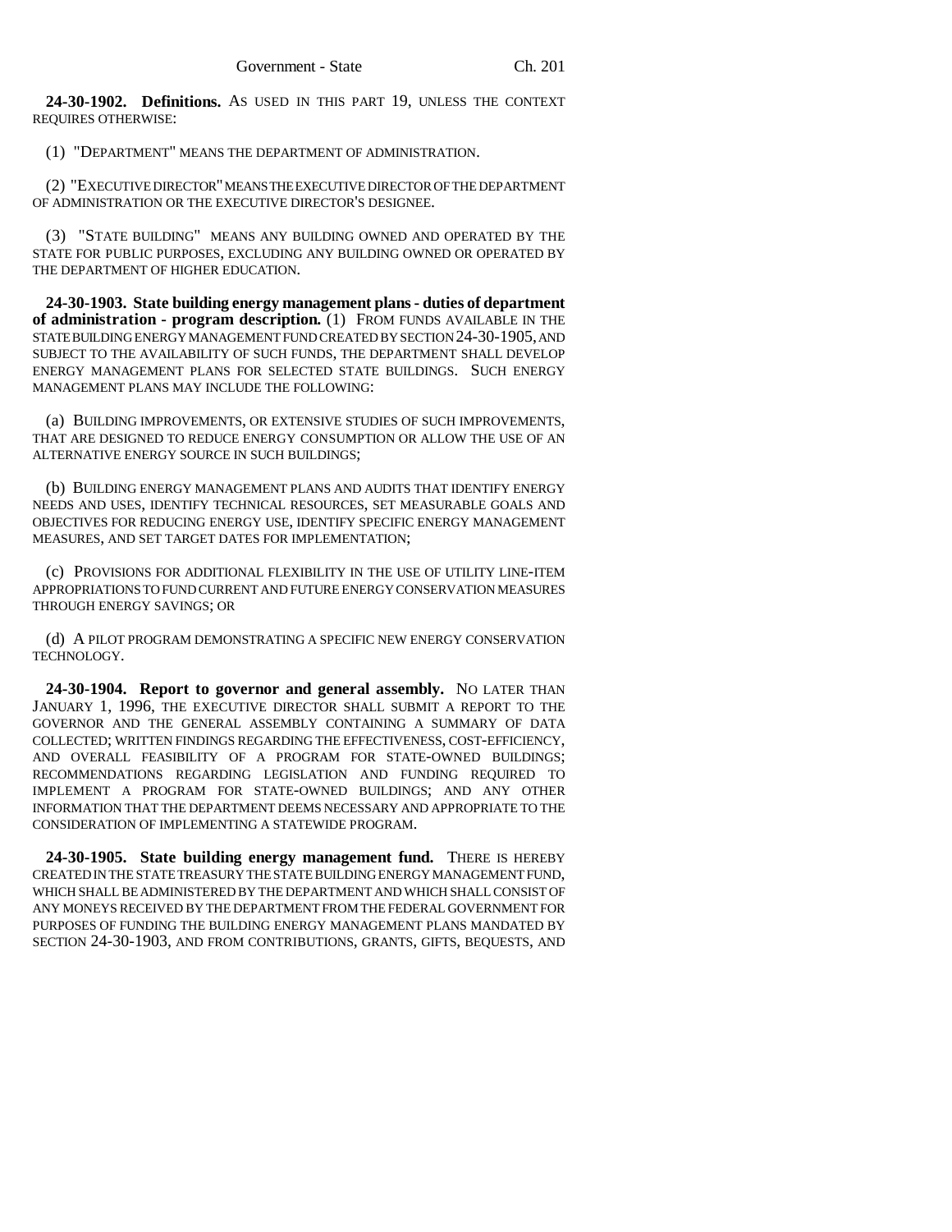**24-30-1902. Definitions.** AS USED IN THIS PART 19, UNLESS THE CONTEXT REQUIRES OTHERWISE:

(1) "DEPARTMENT" MEANS THE DEPARTMENT OF ADMINISTRATION.

(2) "EXECUTIVE DIRECTOR" MEANS THE EXECUTIVE DIRECTOR OF THE DEPARTMENT OF ADMINISTRATION OR THE EXECUTIVE DIRECTOR'S DESIGNEE.

(3) "STATE BUILDING" MEANS ANY BUILDING OWNED AND OPERATED BY THE STATE FOR PUBLIC PURPOSES, EXCLUDING ANY BUILDING OWNED OR OPERATED BY THE DEPARTMENT OF HIGHER EDUCATION.

**24-30-1903. State building energy management plans - duties of department of administration - program description.** (1) FROM FUNDS AVAILABLE IN THE STATE BUILDING ENERGY MANAGEMENT FUND CREATED BY SECTION 24-30-1905, AND SUBJECT TO THE AVAILABILITY OF SUCH FUNDS, THE DEPARTMENT SHALL DEVELOP ENERGY MANAGEMENT PLANS FOR SELECTED STATE BUILDINGS. SUCH ENERGY MANAGEMENT PLANS MAY INCLUDE THE FOLLOWING:

(a) BUILDING IMPROVEMENTS, OR EXTENSIVE STUDIES OF SUCH IMPROVEMENTS, THAT ARE DESIGNED TO REDUCE ENERGY CONSUMPTION OR ALLOW THE USE OF AN ALTERNATIVE ENERGY SOURCE IN SUCH BUILDINGS;

(b) BUILDING ENERGY MANAGEMENT PLANS AND AUDITS THAT IDENTIFY ENERGY NEEDS AND USES, IDENTIFY TECHNICAL RESOURCES, SET MEASURABLE GOALS AND OBJECTIVES FOR REDUCING ENERGY USE, IDENTIFY SPECIFIC ENERGY MANAGEMENT MEASURES, AND SET TARGET DATES FOR IMPLEMENTATION;

(c) PROVISIONS FOR ADDITIONAL FLEXIBILITY IN THE USE OF UTILITY LINE-ITEM APPROPRIATIONS TO FUND CURRENT AND FUTURE ENERGY CONSERVATION MEASURES THROUGH ENERGY SAVINGS; OR

(d) A PILOT PROGRAM DEMONSTRATING A SPECIFIC NEW ENERGY CONSERVATION TECHNOLOGY.

**24-30-1904. Report to governor and general assembly.** NO LATER THAN JANUARY 1, 1996, THE EXECUTIVE DIRECTOR SHALL SUBMIT A REPORT TO THE GOVERNOR AND THE GENERAL ASSEMBLY CONTAINING A SUMMARY OF DATA COLLECTED; WRITTEN FINDINGS REGARDING THE EFFECTIVENESS, COST-EFFICIENCY, AND OVERALL FEASIBILITY OF A PROGRAM FOR STATE-OWNED BUILDINGS; RECOMMENDATIONS REGARDING LEGISLATION AND FUNDING REQUIRED TO IMPLEMENT A PROGRAM FOR STATE-OWNED BUILDINGS; AND ANY OTHER INFORMATION THAT THE DEPARTMENT DEEMS NECESSARY AND APPROPRIATE TO THE CONSIDERATION OF IMPLEMENTING A STATEWIDE PROGRAM.

**24-30-1905. State building energy management fund.** THERE IS HEREBY CREATED IN THE STATE TREASURY THE STATE BUILDING ENERGY MANAGEMENT FUND, WHICH SHALL BE ADMINISTERED BY THE DEPARTMENT AND WHICH SHALL CONSIST OF ANY MONEYS RECEIVED BY THE DEPARTMENT FROM THE FEDERAL GOVERNMENT FOR PURPOSES OF FUNDING THE BUILDING ENERGY MANAGEMENT PLANS MANDATED BY SECTION 24-30-1903, AND FROM CONTRIBUTIONS, GRANTS, GIFTS, BEQUESTS, AND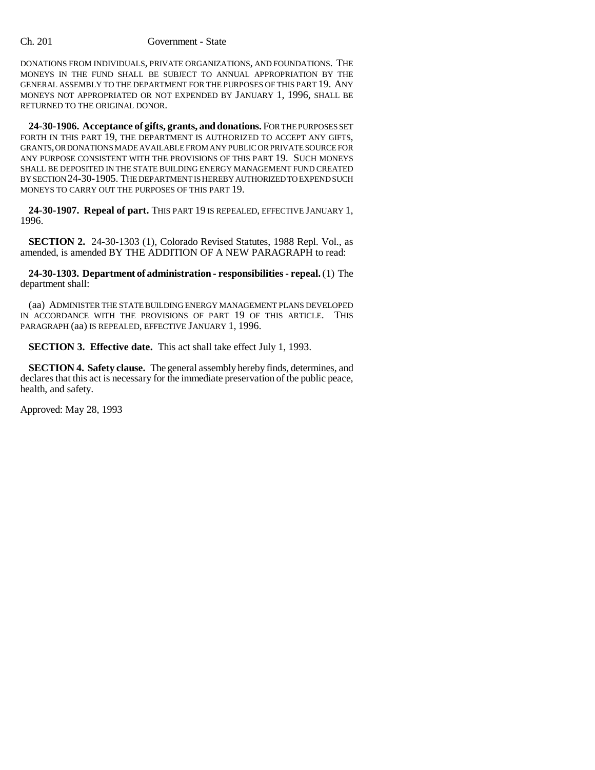DONATIONS FROM INDIVIDUALS, PRIVATE ORGANIZATIONS, AND FOUNDATIONS. THE MONEYS IN THE FUND SHALL BE SUBJECT TO ANNUAL APPROPRIATION BY THE GENERAL ASSEMBLY TO THE DEPARTMENT FOR THE PURPOSES OF THIS PART 19. ANY MONEYS NOT APPROPRIATED OR NOT EXPENDED BY JANUARY 1, 1996, SHALL BE RETURNED TO THE ORIGINAL DONOR.

**24-30-1906. Acceptance of gifts, grants, and donations.** FOR THE PURPOSES SET FORTH IN THIS PART 19, THE DEPARTMENT IS AUTHORIZED TO ACCEPT ANY GIFTS, GRANTS, OR DONATIONS MADE AVAILABLE FROM ANY PUBLIC OR PRIVATE SOURCE FOR ANY PURPOSE CONSISTENT WITH THE PROVISIONS OF THIS PART 19. SUCH MONEYS SHALL BE DEPOSITED IN THE STATE BUILDING ENERGY MANAGEMENT FUND CREATED BY SECTION 24-30-1905. THE DEPARTMENT IS HEREBY AUTHORIZED TO EXPEND SUCH MONEYS TO CARRY OUT THE PURPOSES OF THIS PART 19.

**24-30-1907. Repeal of part.** THIS PART 19 IS REPEALED, EFFECTIVE JANUARY 1, 1996.

**SECTION 2.** 24-30-1303 (1), Colorado Revised Statutes, 1988 Repl. Vol., as amended, is amended BY THE ADDITION OF A NEW PARAGRAPH to read:

**24-30-1303. Department of administration - responsibilities - repeal.** (1) The department shall:

(aa) ADMINISTER THE STATE BUILDING ENERGY MANAGEMENT PLANS DEVELOPED IN ACCORDANCE WITH THE PROVISIONS OF PART 19 OF THIS ARTICLE. THIS PARAGRAPH (aa) IS REPEALED, EFFECTIVE JANUARY 1, 1996.

**SECTION 3. Effective date.** This act shall take effect July 1, 1993.

**SECTION 4. Safety clause.** The general assembly hereby finds, determines, and declares that this act is necessary for the immediate preservation of the public peace, health, and safety.

Approved: May 28, 1993